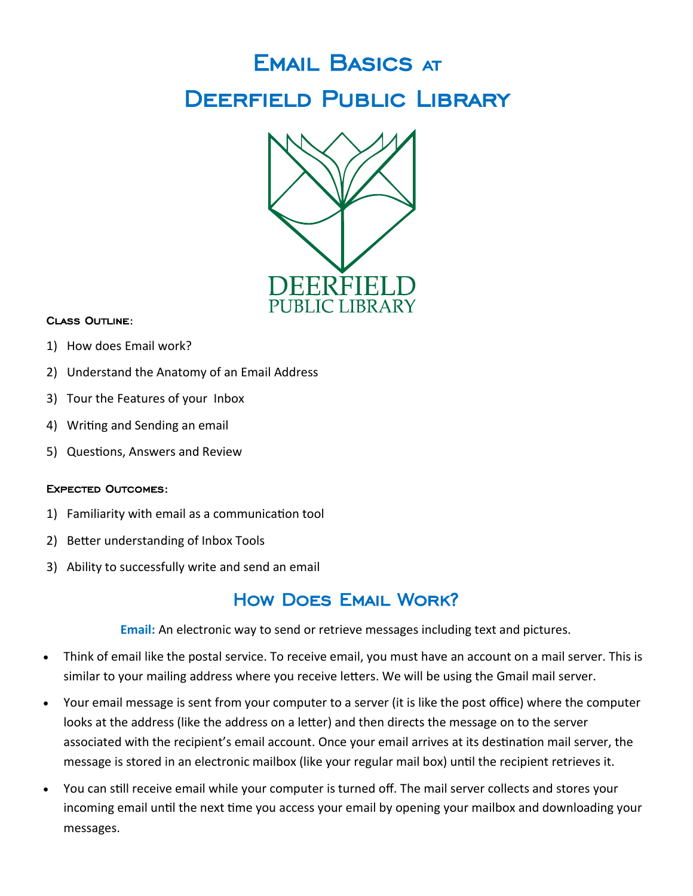# Email Basics at Deerfield Public Library

**Class Outline:**

1) How does Email work?
2) Understand the Anatomy of an Email Address
3) Tour the Features of your Inbox
4) Writing and Sending an email
5) Questions, Answers and Review

**Expected Outcomes:**

1) Familiarity with email as a communication tool
2) Better understanding of Inbox Tools
3) Ability to successfully write and send an email

## How Does Email Work?

**Email:** An electronic way to send or retrieve messages including text and pictures.

- Think of email like the postal service. To receive email, you must have an account on a mail server. This is similar to your mailing address where you receive letters. We will be using the Gmail mail server.
- Your email message is sent from your computer to a server (it is like the post office) where the computer looks at the address (like the address on a letter) and then directs the message on to the server associated with the recipient's email account. Once your email arrives at its destination mail server, the message is stored in an electronic mailbox (like your regular mail box) until the recipient retrieves it.
- You can still receive email while your computer is turned off. The mail server collects and stores your incoming email until the next time you access your email by opening your mailbox and downloading your messages.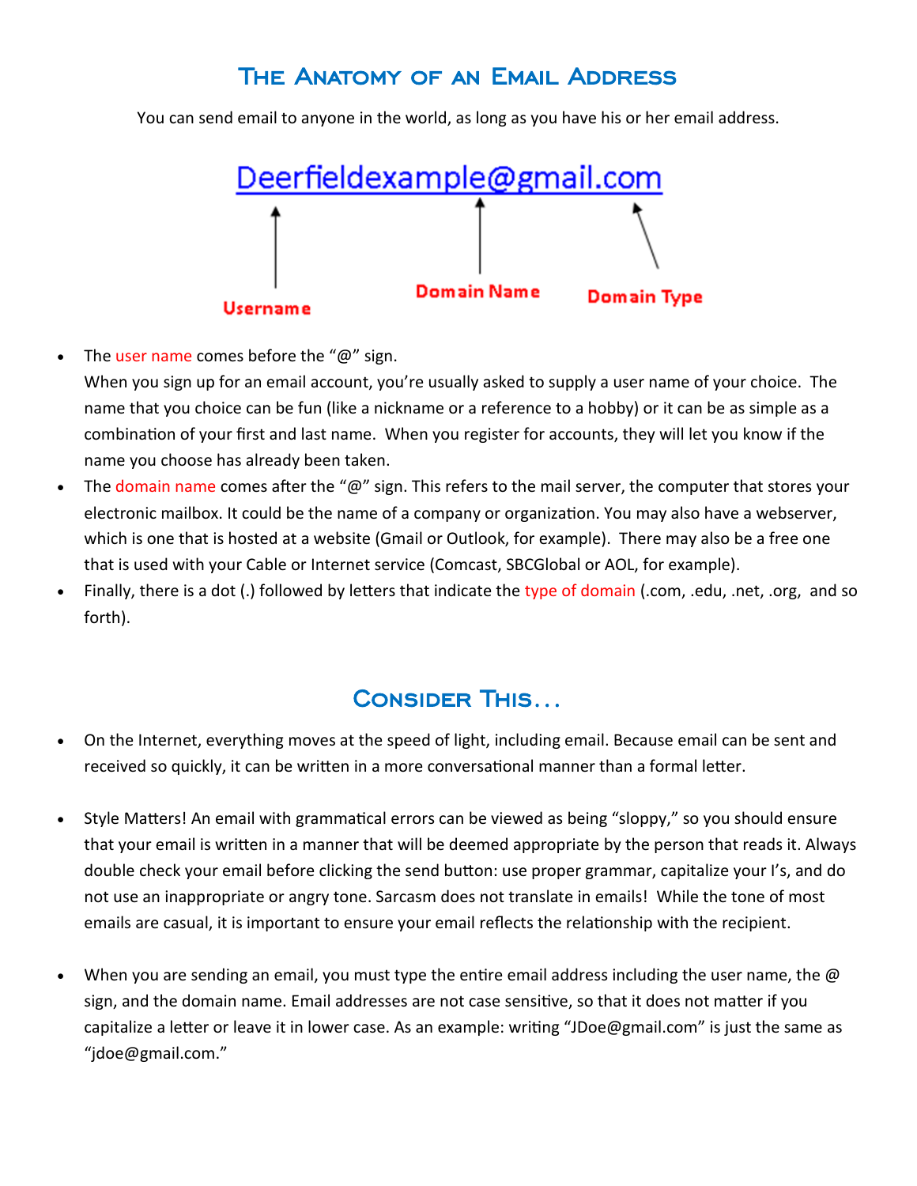## The Anatomy of an Email Address

You can send email to anyone in the world, as long as you have his or her email address.

Deerfieldexample@gmail.com

Username — Domain Name — Domain Type

- The user name comes before the "@" sign.
  When you sign up for an email account, you're usually asked to supply a user name of your choice. The name that you choice can be fun (like a nickname or a reference to a hobby) or it can be as simple as a combination of your first and last name. When you register for accounts, they will let you know if the name you choose has already been taken.
- The domain name comes after the "@" sign. This refers to the mail server, the computer that stores your electronic mailbox. It could be the name of a company or organization. You may also have a webserver, which is one that is hosted at a website (Gmail or Outlook, for example). There may also be a free one that is used with your Cable or Internet service (Comcast, SBCGlobal or AOL, for example).
- Finally, there is a dot (.) followed by letters that indicate the type of domain (.com, .edu, .net, .org, and so forth).

## Consider This...

- On the Internet, everything moves at the speed of light, including email. Because email can be sent and received so quickly, it can be written in a more conversational manner than a formal letter.

- Style Matters! An email with grammatical errors can be viewed as being "sloppy," so you should ensure that your email is written in a manner that will be deemed appropriate by the person that reads it. Always double check your email before clicking the send button: use proper grammar, capitalize your I's, and do not use an inappropriate or angry tone. Sarcasm does not translate in emails! While the tone of most emails are casual, it is important to ensure your email reflects the relationship with the recipient.

- When you are sending an email, you must type the entire email address including the user name, the @ sign, and the domain name. Email addresses are not case sensitive, so that it does not matter if you capitalize a letter or leave it in lower case. As an example: writing "JDoe@gmail.com" is just the same as "jdoe@gmail.com."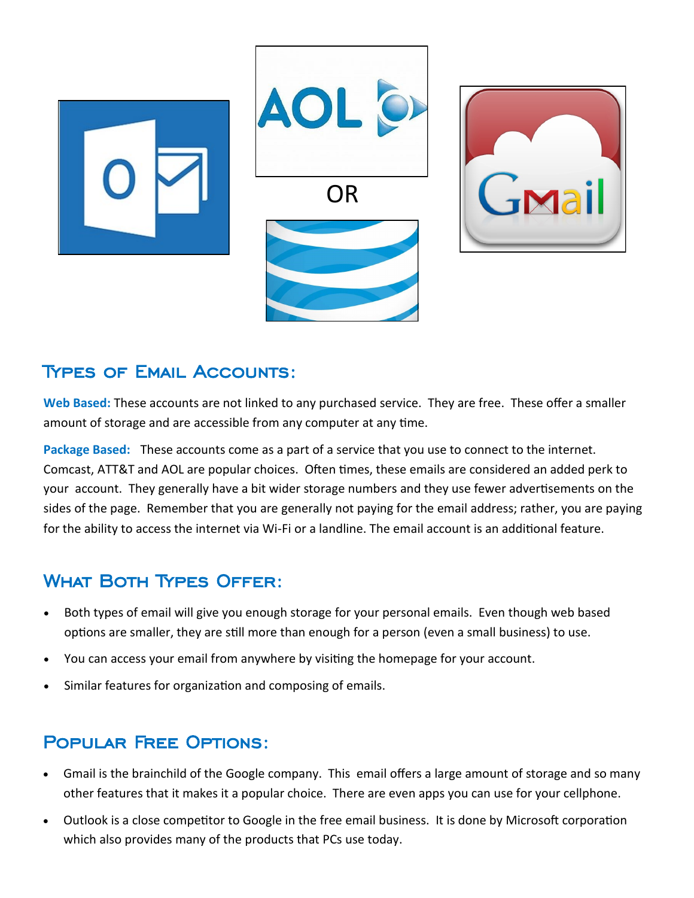OR

## Types of Email Accounts:

**Web Based:** These accounts are not linked to any purchased service. They are free. These offer a smaller amount of storage and are accessible from any computer at any time.

**Package Based:** These accounts come as a part of a service that you use to connect to the internet. Comcast, ATT&T and AOL are popular choices. Often times, these emails are considered an added perk to your account. They generally have a bit wider storage numbers and they use fewer advertisements on the sides of the page. Remember that you are generally not paying for the email address; rather, you are paying for the ability to access the internet via Wi-Fi or a landline. The email account is an additional feature.

## What Both Types Offer:

- Both types of email will give you enough storage for your personal emails. Even though web based options are smaller, they are still more than enough for a person (even a small business) to use.
- You can access your email from anywhere by visiting the homepage for your account.
- Similar features for organization and composing of emails.

## Popular Free Options:

- Gmail is the brainchild of the Google company. This email offers a large amount of storage and so many other features that it makes it a popular choice. There are even apps you can use for your cellphone.
- Outlook is a close competitor to Google in the free email business. It is done by Microsoft corporation which also provides many of the products that PCs use today.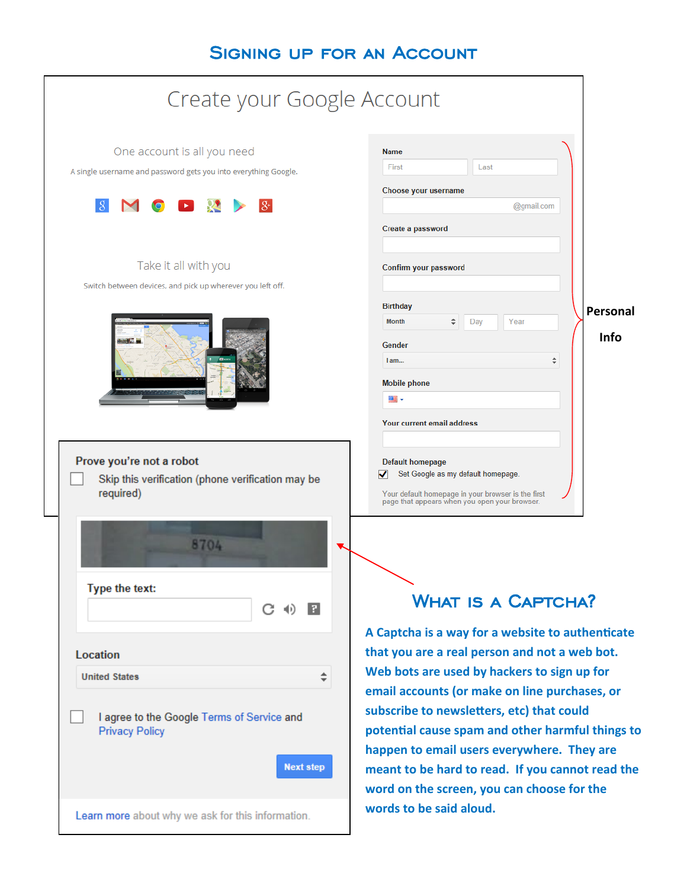# Signing up for an Account

## Create your Google Account

One account is all you need

A single username and password gets you into everything Google.

Take it all with you

Switch between devices, and pick up wherever you left off.

Name

First | Last

Choose your username

@gmail.com

Create a password

Confirm your password

Birthday

Month | Day | Year

Gender

I am...

Mobile phone

Your current email address

Default homepage

☑ Set Google as my default homepage.

Your default homepage in your browser is the first page that appears when you open your browser.

**Personal Info**

Prove you're not a robot

☐ Skip this verification (phone verification may be required)

8704

Type the text:

Location

United States

☐ I agree to the Google Terms of Service and Privacy Policy

Next step

Learn more about why we ask for this information.

## What is a Captcha?

**A Captcha is a way for a website to authenticate that you are a real person and not a web bot. Web bots are used by hackers to sign up for email accounts (or make on line purchases, or subscribe to newsletters, etc) that could potential cause spam and other harmful things to happen to email users everywhere. They are meant to be hard to read. If you cannot read the word on the screen, you can choose for the words to be said aloud.**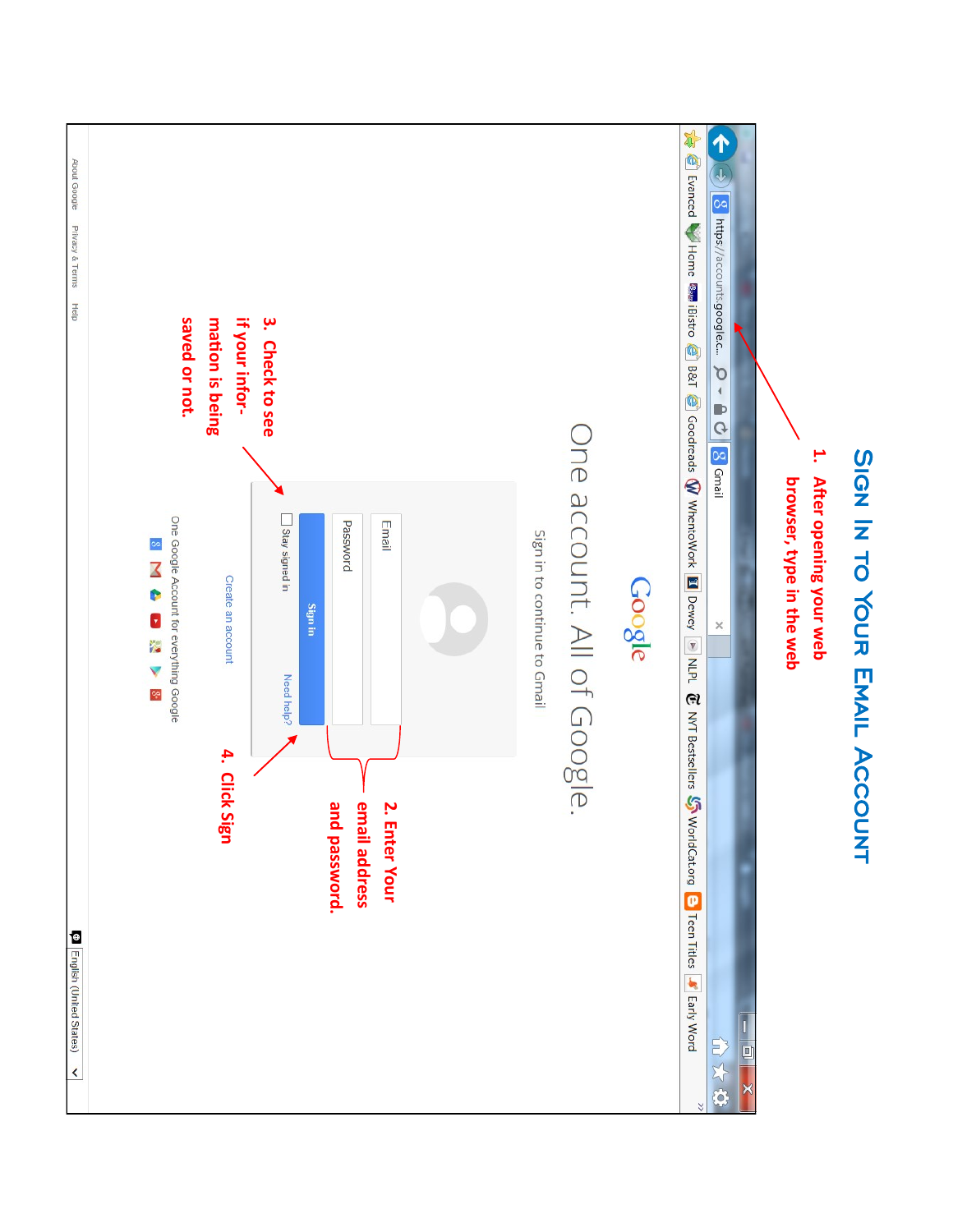# Sign In to Your Email Account

1. After opening your web browser, type in the web

2. Enter Your email address and password.

3. Check to see if your information is being saved or not.

4. Click Sign

https://accounts.google.c...

Gmail

Evanced Home iBistro B&T Goodreads WhentoWork Dewey NLPL NYT Bestsellers WorldCat.org Teen Titles Early Word

Google

One account. All of Google.

Sign in to continue to Gmail

Email

Password

Sign in

Stay signed in

Need help?

Create an account

One Google Account for everything Google

About Google Privacy & Terms Help

English (United States)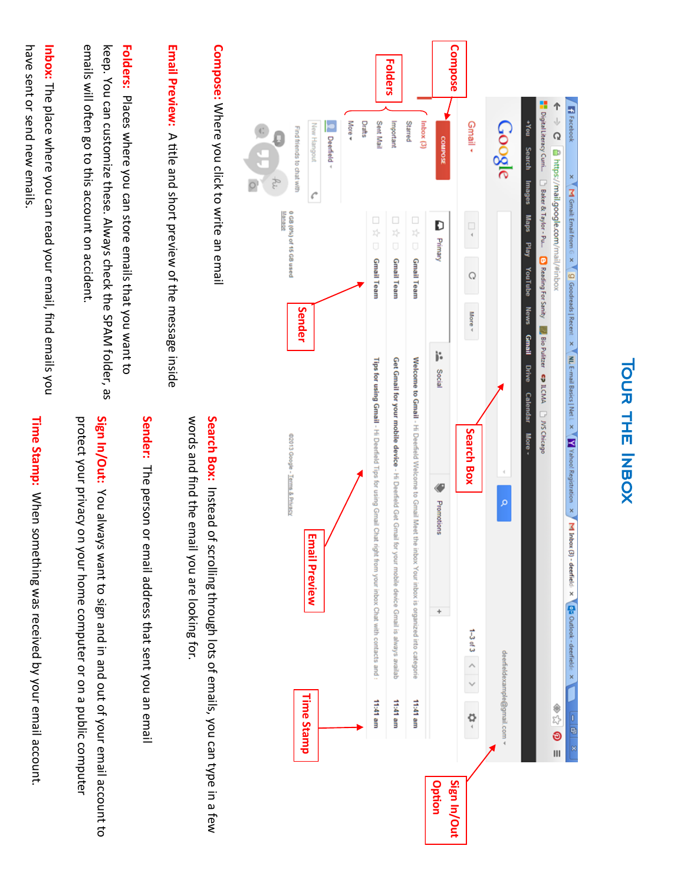# TOUR THE INBOX

**Compose:** Where you click to write an email

**Email Preview:** A title and short preview of the message inside

**Folders:** Places where you can store emails that you want to keep. You can customize these. Always check the SPAM folder, as emails will often go to this account on accident.

**Inbox:** The place where you can read your email, find emails you have sent or send new emails.

**Search Box:** Instead of scrolling through lots of emails, you can type in a few words and find the email you are looking for.

**Sender:** The person or email address that sent you an email

**Sign In/Out:** You always want to sign and in and out of your email account to protect your privacy on your home computer or on a public computer

**Time Stamp:** When something was received by your email account.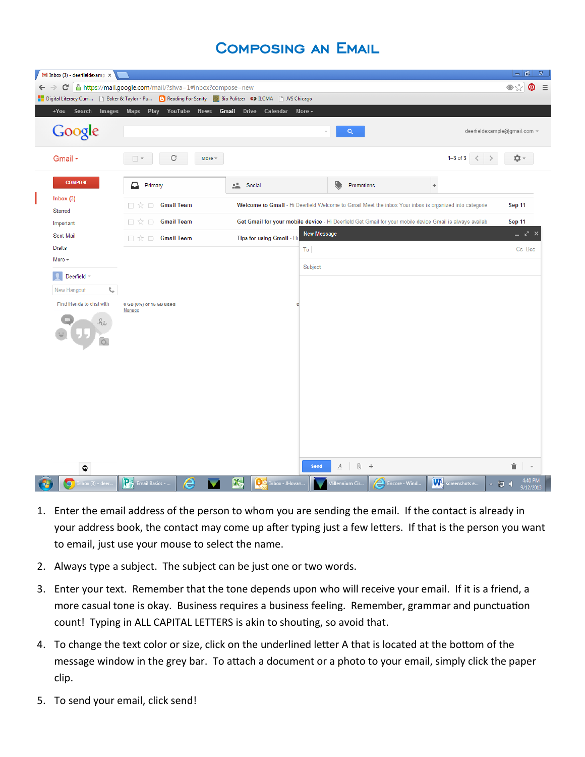# Composing an Email

1. Enter the email address of the person to whom you are sending the email. If the contact is already in your address book, the contact may come up after typing just a few letters. If that is the person you want to email, just use your mouse to select the name.
2. Always type a subject. The subject can be just one or two words.
3. Enter your text. Remember that the tone depends upon who will receive your email. If it is a friend, a more casual tone is okay. Business requires a business feeling. Remember, grammar and punctuation count! Typing in ALL CAPITAL LETTERS is akin to shouting, so avoid that.
4. To change the text color or size, click on the underlined letter A that is located at the bottom of the message window in the grey bar. To attach a document or a photo to your email, simply click the paper clip.
5. To send your email, click send!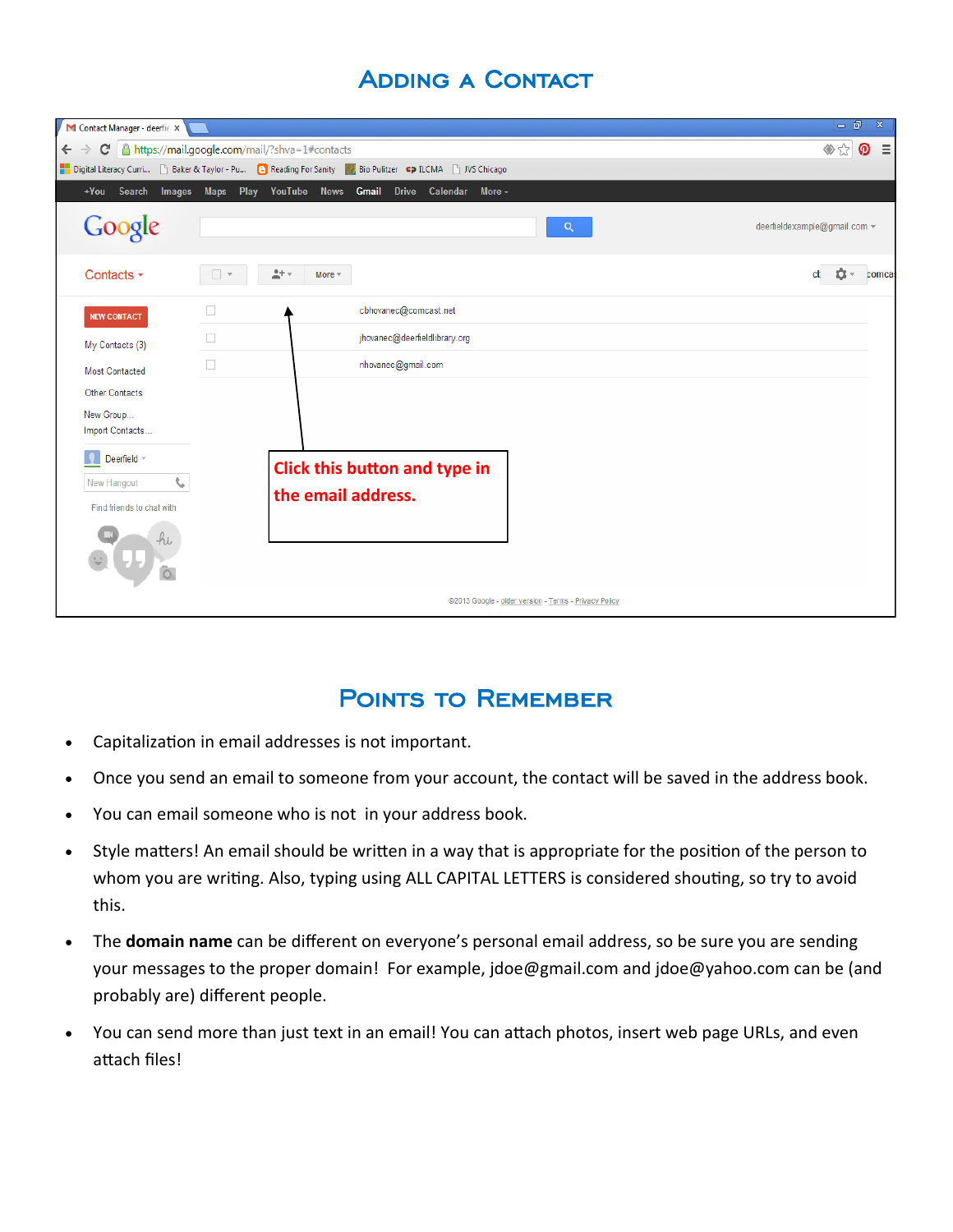# Adding a Contact

Click this button and type in the email address.

# Points to Remember

- Capitalization in email addresses is not important.
- Once you send an email to someone from your account, the contact will be saved in the address book.
- You can email someone who is not in your address book.
- Style matters! An email should be written in a way that is appropriate for the position of the person to whom you are writing. Also, typing using ALL CAPITAL LETTERS is considered shouting, so try to avoid this.
- The **domain name** can be different on everyone's personal email address, so be sure you are sending your messages to the proper domain! For example, jdoe@gmail.com and jdoe@yahoo.com can be (and probably are) different people.
- You can send more than just text in an email! You can attach photos, insert web page URLs, and even attach files!